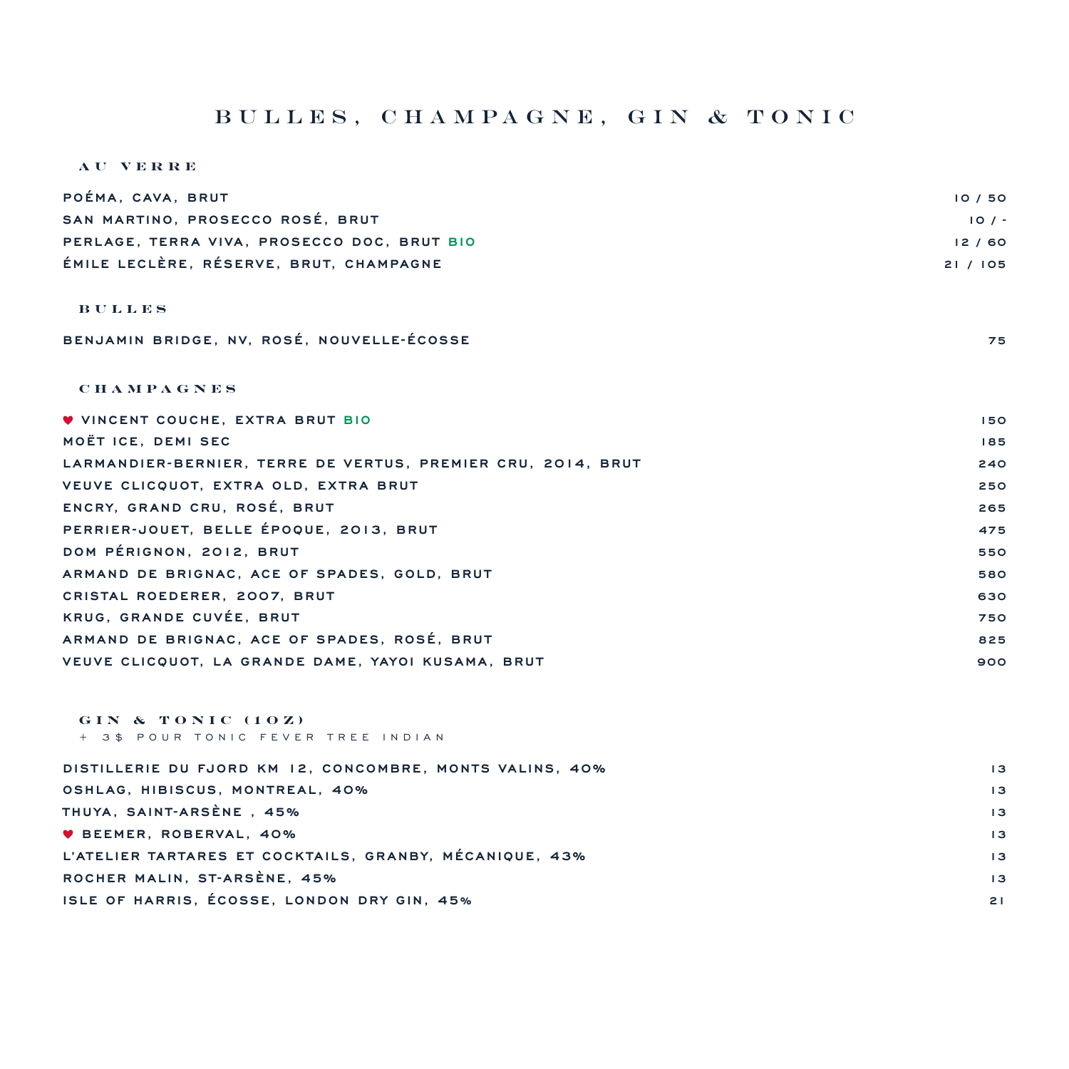# BULLES, CHAMPAGNE, GIN & TONIC

## AU VERRE

| | |
|---|---|
| POÉMA, CAVA, BRUT | 10 / 50 |
| SAN MARTINO, PROSECCO ROSÉ, BRUT | 10 / - |
| PERLAGE, TERRA VIVA, PROSECCO DOC, BRUT BIO | 12 / 60 |
| ÉMILE LECLÈRE, RÉSERVE, BRUT, CHAMPAGNE | 21 / 105 |

## BULLES

| | |
|---|---|
| BENJAMIN BRIDGE, NV, ROSÉ, NOUVELLE-ÉCOSSE | 75 |

## CHAMPAGNES

| | |
|---|---|
| ♥ VINCENT COUCHE, EXTRA BRUT BIO | 150 |
| MOËT ICE, DEMI SEC | 185 |
| LARMANDIER-BERNIER, TERRE DE VERTUS, PREMIER CRU, 2014, BRUT | 240 |
| VEUVE CLICQUOT, EXTRA OLD, EXTRA BRUT | 250 |
| ENCRY, GRAND CRU, ROSÉ, BRUT | 265 |
| PERRIER-JOUET, BELLE ÉPOQUE, 2013, BRUT | 475 |
| DOM PÉRIGNON, 2012, BRUT | 550 |
| ARMAND DE BRIGNAC, ACE OF SPADES, GOLD, BRUT | 580 |
| CRISTAL ROEDERER, 2007, BRUT | 630 |
| KRUG, GRANDE CUVÉE, BRUT | 750 |
| ARMAND DE BRIGNAC, ACE OF SPADES, ROSÉ, BRUT | 825 |
| VEUVE CLICQUOT, LA GRANDE DAME, YAYOI KUSAMA, BRUT | 900 |

## GIN & TONIC (1OZ)

+ 3$ POUR TONIC FEVER TREE INDIAN

| | |
|---|---|
| DISTILLERIE DU FJORD KM 12, CONCOMBRE, MONTS VALINS, 40% | 13 |
| OSHLAG, HIBISCUS, MONTREAL, 40% | 13 |
| THUYA, SAINT-ARSÈNE , 45% | 13 |
| ♥ BEEMER, ROBERVAL, 40% | 13 |
| L'ATELIER TARTARES ET COCKTAILS, GRANBY, MÉCANIQUE, 43% | 13 |
| ROCHER MALIN, ST-ARSÈNE, 45% | 13 |
| ISLE OF HARRIS, ÉCOSSE, LONDON DRY GIN, 45% | 21 |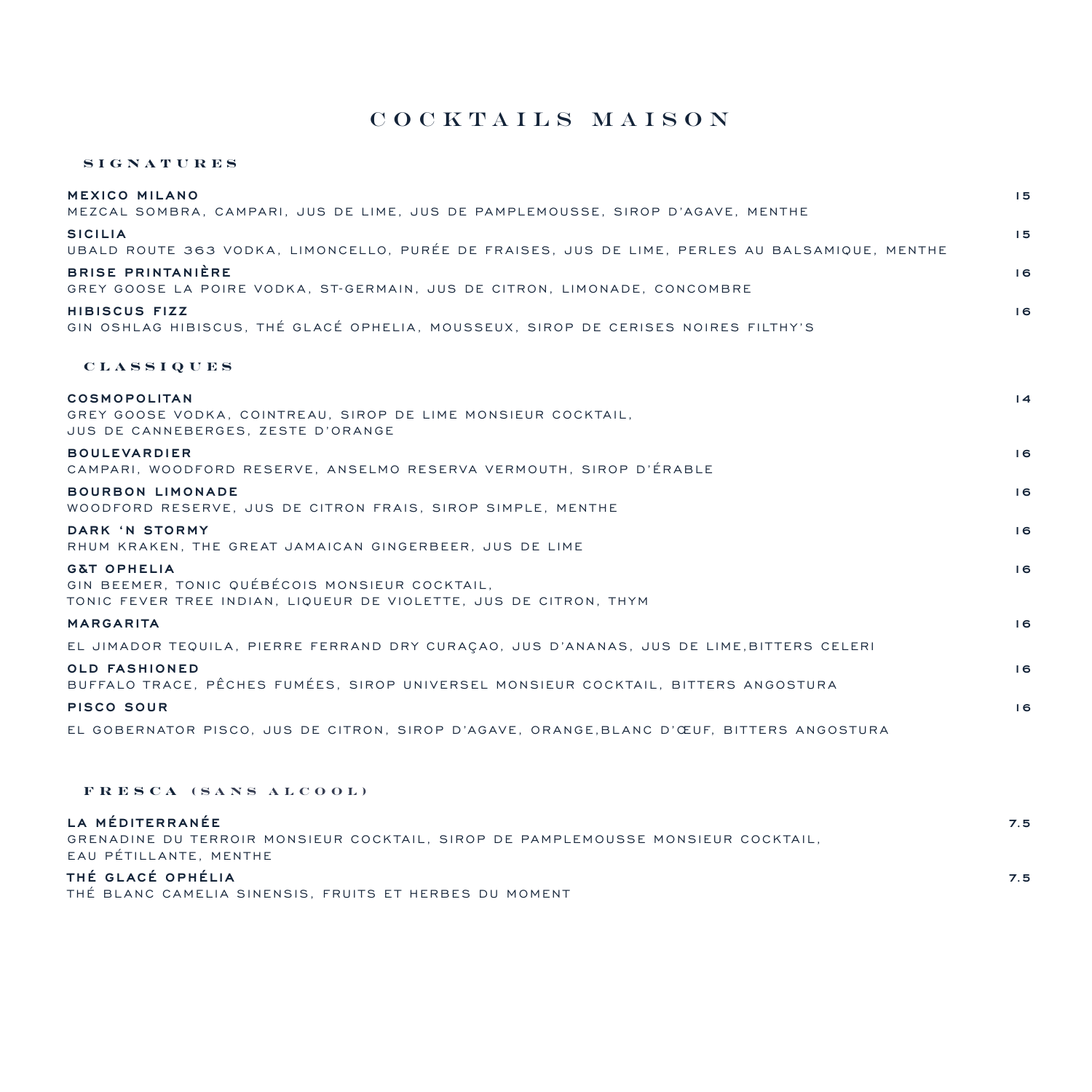# COCKTAILS MAISON

## SIGNATURES

**MEXICO MILANO** 15
MEZCAL SOMBRA, CAMPARI, JUS DE LIME, JUS DE PAMPLEMOUSSE, SIROP D'AGAVE, MENTHE

**SICILIA** 15
UBALD ROUTE 363 VODKA, LIMONCELLO, PURÉE DE FRAISES, JUS DE LIME, PERLES AU BALSAMIQUE, MENTHE

**BRISE PRINTANIÈRE** 16
GREY GOOSE LA POIRE VODKA, ST-GERMAIN, JUS DE CITRON, LIMONADE, CONCOMBRE

**HIBISCUS FIZZ** 16
GIN OSHLAG HIBISCUS, THÉ GLACÉ OPHELIA, MOUSSEUX, SIROP DE CERISES NOIRES FILTHY'S

## CLASSIQUES

**COSMOPOLITAN** 14
GREY GOOSE VODKA, COINTREAU, SIROP DE LIME MONSIEUR COCKTAIL,
JUS DE CANNEBERGES, ZESTE D'ORANGE

**BOULEVARDIER** 16
CAMPARI, WOODFORD RESERVE, ANSELMO RESERVA VERMOUTH, SIROP D'ÉRABLE

**BOURBON LIMONADE** 16
WOODFORD RESERVE, JUS DE CITRON FRAIS, SIROP SIMPLE, MENTHE

**DARK 'N STORMY** 16
RHUM KRAKEN, THE GREAT JAMAICAN GINGERBEER, JUS DE LIME

**G&T OPHELIA** 16
GIN BEEMER, TONIC QUÉBÉCOIS MONSIEUR COCKTAIL,
TONIC FEVER TREE INDIAN, LIQUEUR DE VIOLETTE, JUS DE CITRON, THYM

**MARGARITA** 16
EL JIMADOR TEQUILA, PIERRE FERRAND DRY CURAÇAO, JUS D'ANANAS, JUS DE LIME,BITTERS CELERI

**OLD FASHIONED** 16
BUFFALO TRACE, PÊCHES FUMÉES, SIROP UNIVERSEL MONSIEUR COCKTAIL, BITTERS ANGOSTURA

**PISCO SOUR** 16
EL GOBERNATOR PISCO, JUS DE CITRON, SIROP D'AGAVE, ORANGE,BLANC D'ŒUF, BITTERS ANGOSTURA

## FRESCA (SANS ALCOOL)

**LA MÉDITERRANÉE** 7.5
GRENADINE DU TERROIR MONSIEUR COCKTAIL, SIROP DE PAMPLEMOUSSE MONSIEUR COCKTAIL,
EAU PÉTILLANTE, MENTHE

**THÉ GLACÉ OPHÉLIA** 7.5
THÉ BLANC CAMELIA SINENSIS, FRUITS ET HERBES DU MOMENT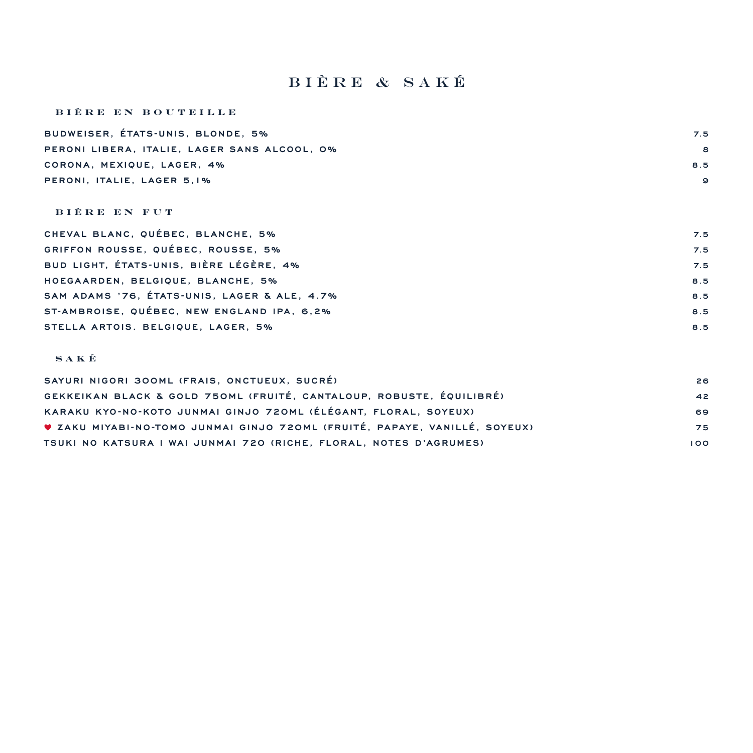# BIÈRE & SAKÉ

## BIÈRE EN BOUTEILLE

| | |
|---|---|
| BUDWEISER, ÉTATS-UNIS, BLONDE, 5% | 7.5 |
| PERONI LIBERA, ITALIE, LAGER SANS ALCOOL, 0% | 8 |
| CORONA, MEXIQUE, LAGER, 4% | 8.5 |
| PERONI, ITALIE, LAGER 5,1% | 9 |

## BIÈRE EN FUT

| | |
|---|---|
| CHEVAL BLANC, QUÉBEC, BLANCHE, 5% | 7.5 |
| GRIFFON ROUSSE, QUÉBEC, ROUSSE, 5% | 7.5 |
| BUD LIGHT, ÉTATS-UNIS, BIÈRE LÉGÈRE, 4% | 7.5 |
| HOEGAARDEN, BELGIQUE, BLANCHE, 5% | 8.5 |
| SAM ADAMS '76, ÉTATS-UNIS, LAGER & ALE, 4.7% | 8.5 |
| ST-AMBROISE, QUÉBEC, NEW ENGLAND IPA, 6,2% | 8.5 |
| STELLA ARTOIS. BELGIQUE, LAGER, 5% | 8.5 |

## SAKÉ

| | |
|---|---|
| SAYURI NIGORI 300ML (FRAIS, ONCTUEUX, SUCRÉ) | 26 |
| GEKKEIKAN BLACK & GOLD 750ML (FRUITÉ, CANTALOUP, ROBUSTE, ÉQUILIBRÉ) | 42 |
| KARAKU KYO-NO-KOTO JUNMAI GINJO 720ML (ÉLÉGANT, FLORAL, SOYEUX) | 69 |
| ♥ ZAKU MIYABI-NO-TOMO JUNMAI GINJO 720ML (FRUITÉ, PAPAYE, VANILLÉ, SOYEUX) | 75 |
| TSUKI NO KATSURA I WAI JUNMAI 720 (RICHE, FLORAL, NOTES D'AGRUMES) | 100 |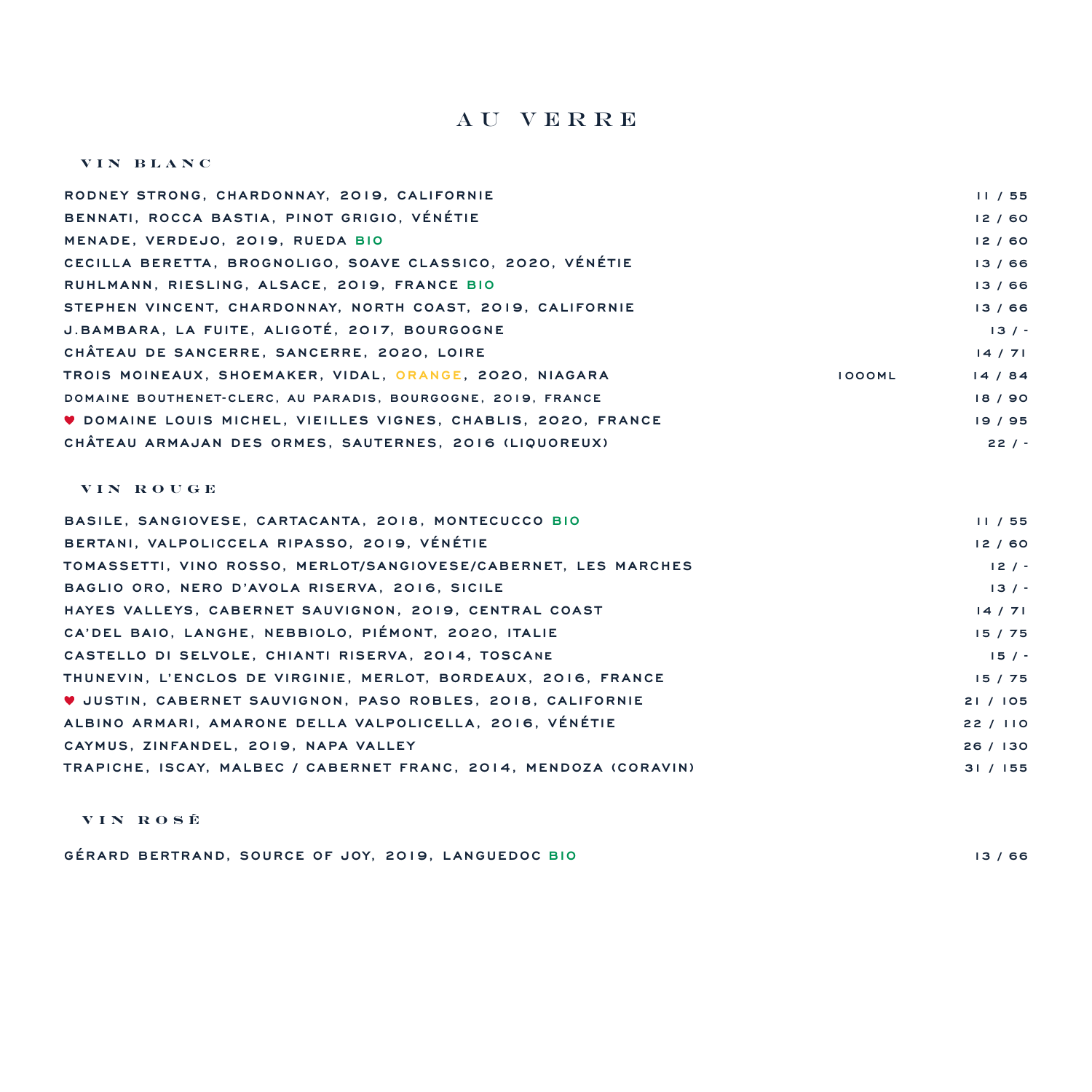# AU VERRE

## VIN BLANC

| | | |
|---|---|---|
| RODNEY STRONG, CHARDONNAY, 2019, CALIFORNIE | | 11 / 55 |
| BENNATI, ROCCA BASTIA, PINOT GRIGIO, VÉNÉTIE | | 12 / 60 |
| MENADE, VERDEJO, 2019, RUEDA BIO | | 12 / 60 |
| CECILLA BERETTA, BROGNOLIGO, SOAVE CLASSICO, 2020, VÉNÉTIE | | 13 / 66 |
| RUHLMANN, RIESLING, ALSACE, 2019, FRANCE BIO | | 13 / 66 |
| STEPHEN VINCENT, CHARDONNAY, NORTH COAST, 2019, CALIFORNIE | | 13 / 66 |
| J.BAMBARA, LA FUITE, ALIGOTÉ, 2017, BOURGOGNE | | 13 / - |
| CHÂTEAU DE SANCERRE, SANCERRE, 2020, LOIRE | | 14 / 71 |
| TROIS MOINEAUX, SHOEMAKER, VIDAL, ORANGE, 2020, NIAGARA | 1000ML | 14 / 84 |
| DOMAINE BOUTHENET-CLERC, AU PARADIS, BOURGOGNE, 2019, FRANCE | | 18 / 90 |
| ♥ DOMAINE LOUIS MICHEL, VIEILLES VIGNES, CHABLIS, 2020, FRANCE | | 19 / 95 |
| CHÂTEAU ARMAJAN DES ORMES, SAUTERNES, 2016 (LIQUOREUX) | | 22 / - |

## VIN ROUGE

| | |
|---|---|
| BASILE, SANGIOVESE, CARTACANTA, 2018, MONTECUCCO BIO | 11 / 55 |
| BERTANI, VALPOLICCELA RIPASSO, 2019, VÉNÉTIE | 12 / 60 |
| TOMASSETTI, VINO ROSSO, MERLOT/SANGIOVESE/CABERNET, LES MARCHES | 12 / - |
| BAGLIO ORO, NERO D'AVOLA RISERVA, 2016, SICILE | 13 / - |
| HAYES VALLEYS, CABERNET SAUVIGNON, 2019, CENTRAL COAST | 14 / 71 |
| CA'DEL BAIO, LANGHE, NEBBIOLO, PIÉMONT, 2020, ITALIE | 15 / 75 |
| CASTELLO DI SELVOLE, CHIANTI RISERVA, 2014, TOSCANE | 15 / - |
| THUNEVIN, L'ENCLOS DE VIRGINIE, MERLOT, BORDEAUX, 2016, FRANCE | 15 / 75 |
| ♥ JUSTIN, CABERNET SAUVIGNON, PASO ROBLES, 2018, CALIFORNIE | 21 / 105 |
| ALBINO ARMARI, AMARONE DELLA VALPOLICELLA, 2016, VÉNÉTIE | 22 / 110 |
| CAYMUS, ZINFANDEL, 2019, NAPA VALLEY | 26 / 130 |
| TRAPICHE, ISCAY, MALBEC / CABERNET FRANC, 2014, MENDOZA (CORAVIN) | 31 / 155 |

## VIN ROSÉ

| | |
|---|---|
| GÉRARD BERTRAND, SOURCE OF JOY, 2019, LANGUEDOC BIO | 13 / 66 |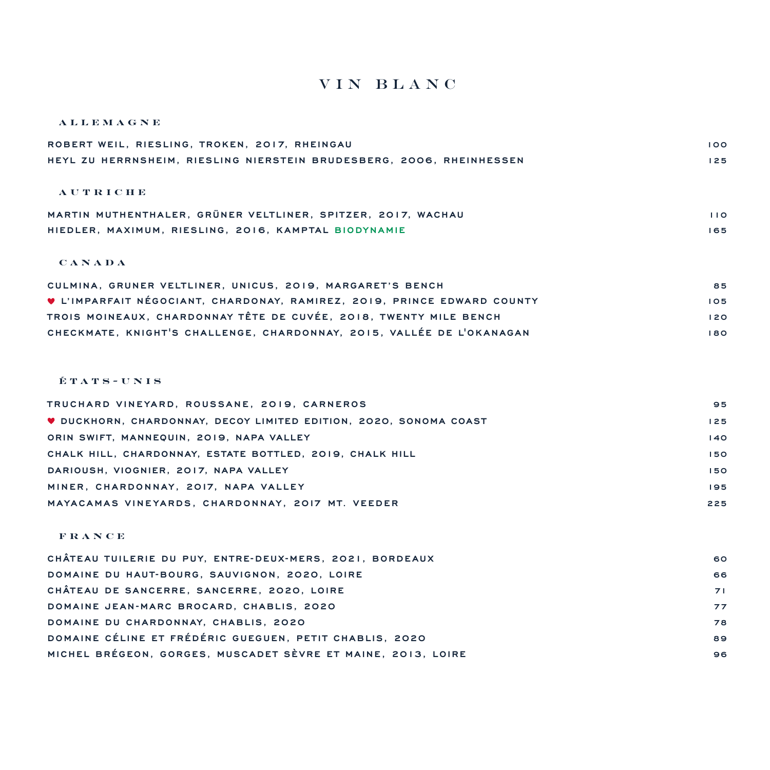# VIN BLANC

## ALLEMAGNE

| | |
|---|---|
| ROBERT WEIL, RIESLING, TROKEN, 2017, RHEINGAU | 100 |
| HEYL ZU HERRNSHEIM, RIESLING NIERSTEIN BRUDESBERG, 2006, RHEINHESSEN | 125 |

## AUTRICHE

| | |
|---|---|
| MARTIN MUTHENTHALER, GRÜNER VELTLINER, SPITZER, 2017, WACHAU | 110 |
| HIEDLER, MAXIMUM, RIESLING, 2016, KAMPTAL BIODYNAMIE | 165 |

## CANADA

| | |
|---|---|
| CULMINA, GRUNER VELTLINER, UNICUS, 2019, MARGARET'S BENCH | 85 |
| ♥ L'IMPARFAIT NÉGOCIANT, CHARDONAY, RAMIREZ, 2019, PRINCE EDWARD COUNTY | 105 |
| TROIS MOINEAUX, CHARDONNAY TÊTE DE CUVÉE, 2018, TWENTY MILE BENCH | 120 |
| CHECKMATE, KNIGHT'S CHALLENGE, CHARDONNAY, 2015, VALLÉE DE L'OKANAGAN | 180 |

## ÉTATS-UNIS

| | |
|---|---|
| TRUCHARD VINEYARD, ROUSSANE, 2019, CARNEROS | 95 |
| ♥ DUCKHORN, CHARDONNAY, DECOY LIMITED EDITION, 2020, SONOMA COAST | 125 |
| ORIN SWIFT, MANNEQUIN, 2019, NAPA VALLEY | 140 |
| CHALK HILL, CHARDONNAY, ESTATE BOTTLED, 2019, CHALK HILL | 150 |
| DARIOUSH, VIOGNIER, 2017, NAPA VALLEY | 150 |
| MINER, CHARDONNAY, 2017, NAPA VALLEY | 195 |
| MAYACAMAS VINEYARDS, CHARDONNAY, 2017 MT. VEEDER | 225 |

## FRANCE

| | |
|---|---|
| CHÂTEAU TUILERIE DU PUY, ENTRE-DEUX-MERS, 2021, BORDEAUX | 60 |
| DOMAINE DU HAUT-BOURG, SAUVIGNON, 2020, LOIRE | 66 |
| CHÂTEAU DE SANCERRE, SANCERRE, 2020, LOIRE | 71 |
| DOMAINE JEAN-MARC BROCARD, CHABLIS, 2020 | 77 |
| DOMAINE DU CHARDONNAY, CHABLIS, 2020 | 78 |
| DOMAINE CÉLINE ET FRÉDÉRIC GUEGUEN, PETIT CHABLIS, 2020 | 89 |
| MICHEL BRÉGEON, GORGES, MUSCADET SÈVRE ET MAINE, 2013, LOIRE | 96 |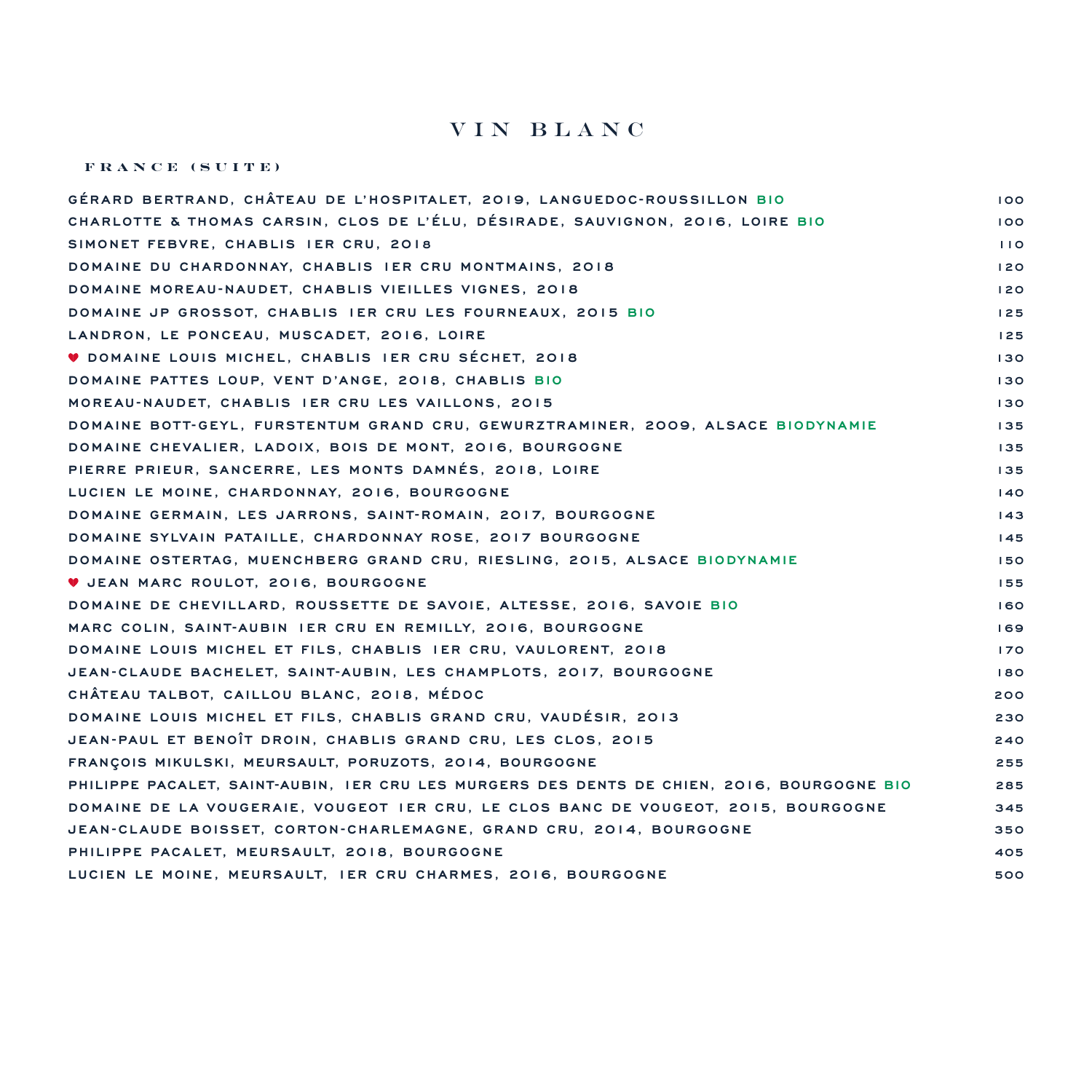# VIN BLANC

## FRANCE (SUITE)

| | |
|---|---|
| GÉRARD BERTRAND, CHÂTEAU DE L'HOSPITALET, 2019, LANGUEDOC-ROUSSILLON BIO | 100 |
| CHARLOTTE & THOMAS CARSIN, CLOS DE L'ÉLU, DÉSIRADE, SAUVIGNON, 2016, LOIRE BIO | 100 |
| SIMONET FEBVRE, CHABLIS 1ER CRU, 2018 | 110 |
| DOMAINE DU CHARDONNAY, CHABLIS 1ER CRU MONTMAINS, 2018 | 120 |
| DOMAINE MOREAU-NAUDET, CHABLIS VIEILLES VIGNES, 2018 | 120 |
| DOMAINE JP GROSSOT, CHABLIS 1ER CRU LES FOURNEAUX, 2015 BIO | 125 |
| LANDRON, LE PONCEAU, MUSCADET, 2016, LOIRE | 125 |
| ♥ DOMAINE LOUIS MICHEL, CHABLIS 1ER CRU SÉCHET, 2018 | 130 |
| DOMAINE PATTES LOUP, VENT D'ANGE, 2018, CHABLIS BIO | 130 |
| MOREAU-NAUDET, CHABLIS 1ER CRU LES VAILLONS, 2015 | 130 |
| DOMAINE BOTT-GEYL, FURSTENTUM GRAND CRU, GEWURZTRAMINER, 2009, ALSACE BIODYNAMIE | 135 |
| DOMAINE CHEVALIER, LADOIX, BOIS DE MONT, 2016, BOURGOGNE | 135 |
| PIERRE PRIEUR, SANCERRE, LES MONTS DAMNÉS, 2018, LOIRE | 135 |
| LUCIEN LE MOINE, CHARDONNAY, 2016, BOURGOGNE | 140 |
| DOMAINE GERMAIN, LES JARRONS, SAINT-ROMAIN, 2017, BOURGOGNE | 143 |
| DOMAINE SYLVAIN PATAILLE, CHARDONNAY ROSE, 2017 BOURGOGNE | 145 |
| DOMAINE OSTERTAG, MUENCHBERG GRAND CRU, RIESLING, 2015, ALSACE BIODYNAMIE | 150 |
| ♥ JEAN MARC ROULOT, 2016, BOURGOGNE | 155 |
| DOMAINE DE CHEVILLARD, ROUSSETTE DE SAVOIE, ALTESSE, 2016, SAVOIE BIO | 160 |
| MARC COLIN, SAINT-AUBIN 1ER CRU EN REMILLY, 2016, BOURGOGNE | 169 |
| DOMAINE LOUIS MICHEL ET FILS, CHABLIS 1ER CRU, VAULORENT, 2018 | 170 |
| JEAN-CLAUDE BACHELET, SAINT-AUBIN, LES CHAMPLOTS, 2017, BOURGOGNE | 180 |
| CHÂTEAU TALBOT, CAILLOU BLANC, 2018, MÉDOC | 200 |
| DOMAINE LOUIS MICHEL ET FILS, CHABLIS GRAND CRU, VAUDÉSIR, 2013 | 230 |
| JEAN-PAUL ET BENOÎT DROIN, CHABLIS GRAND CRU, LES CLOS, 2015 | 240 |
| FRANÇOIS MIKULSKI, MEURSAULT, PORUZOTS, 2014, BOURGOGNE | 255 |
| PHILIPPE PACALET, SAINT-AUBIN, 1ER CRU LES MURGERS DES DENTS DE CHIEN, 2016, BOURGOGNE BIO | 285 |
| DOMAINE DE LA VOUGERAIE, VOUGEOT 1ER CRU, LE CLOS BANC DE VOUGEOT, 2015, BOURGOGNE | 345 |
| JEAN-CLAUDE BOISSET, CORTON-CHARLEMAGNE, GRAND CRU, 2014, BOURGOGNE | 350 |
| PHILIPPE PACALET, MEURSAULT, 2018, BOURGOGNE | 405 |
| LUCIEN LE MOINE, MEURSAULT, 1ER CRU CHARMES, 2016, BOURGOGNE | 500 |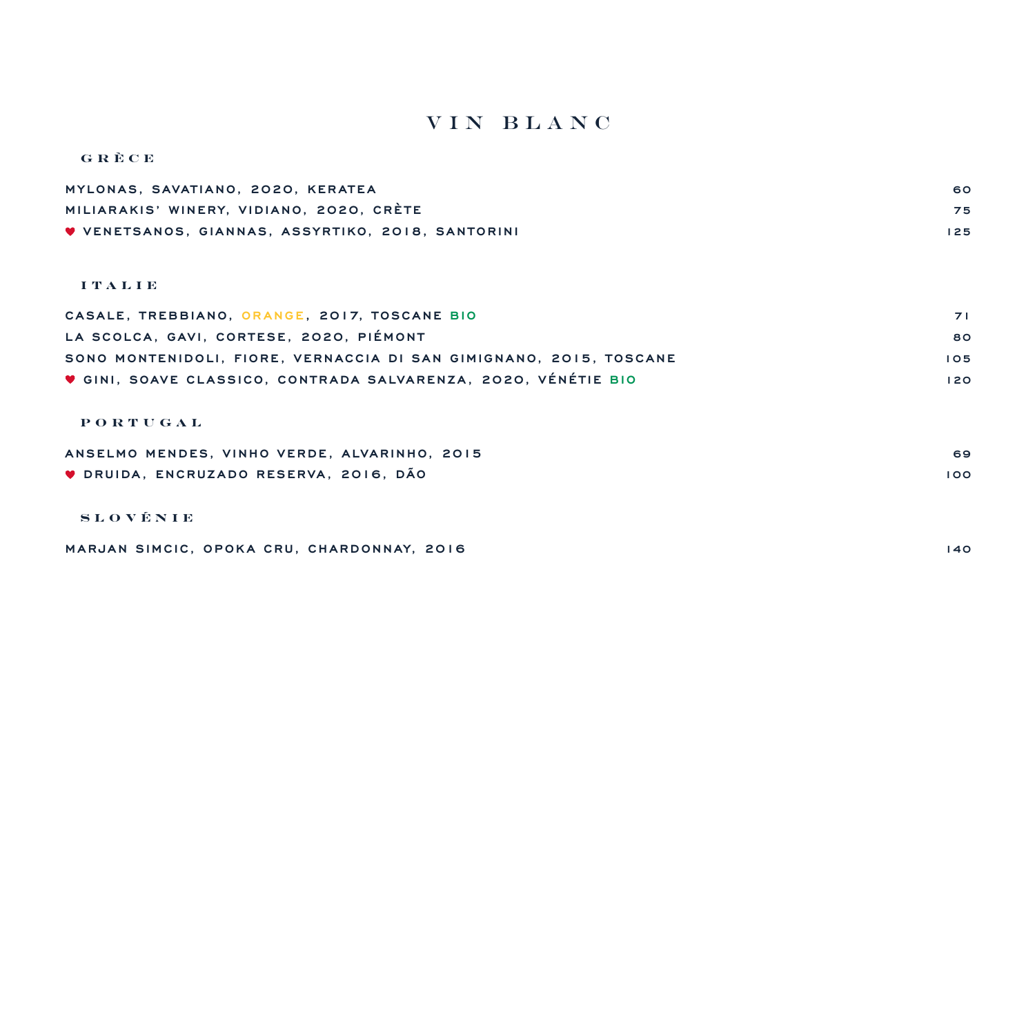# VIN BLANC

## GRÈCE

| | |
|---|---|
| MYLONAS, SAVATIANO, 2020, KERATEA | 60 |
| MILIARAKIS' WINERY, VIDIANO, 2020, CRÈTE | 75 |
| ♥ VENETSANOS, GIANNAS, ASSYRTIKO, 2018, SANTORINI | 125 |

## ITALIE

| | |
|---|---|
| CASALE, TREBBIANO, ORANGE, 2017, TOSCANE BIO | 71 |
| LA SCOLCA, GAVI, CORTESE, 2020, PIÉMONT | 80 |
| SONO MONTENIDOLI, FIORE, VERNACCIA DI SAN GIMIGNANO, 2015, TOSCANE | 105 |
| ♥ GINI, SOAVE CLASSICO, CONTRADA SALVARENZA, 2020, VÉNÉTIE BIO | 120 |

## PORTUGAL

| | |
|---|---|
| ANSELMO MENDES, VINHO VERDE, ALVARINHO, 2015 | 69 |
| ♥ DRUIDA, ENCRUZADO RESERVA, 2016, DÃO | 100 |

## SLOVÉNIE

| | |
|---|---|
| MARJAN SIMCIC, OPOKA CRU, CHARDONNAY, 2016 | 140 |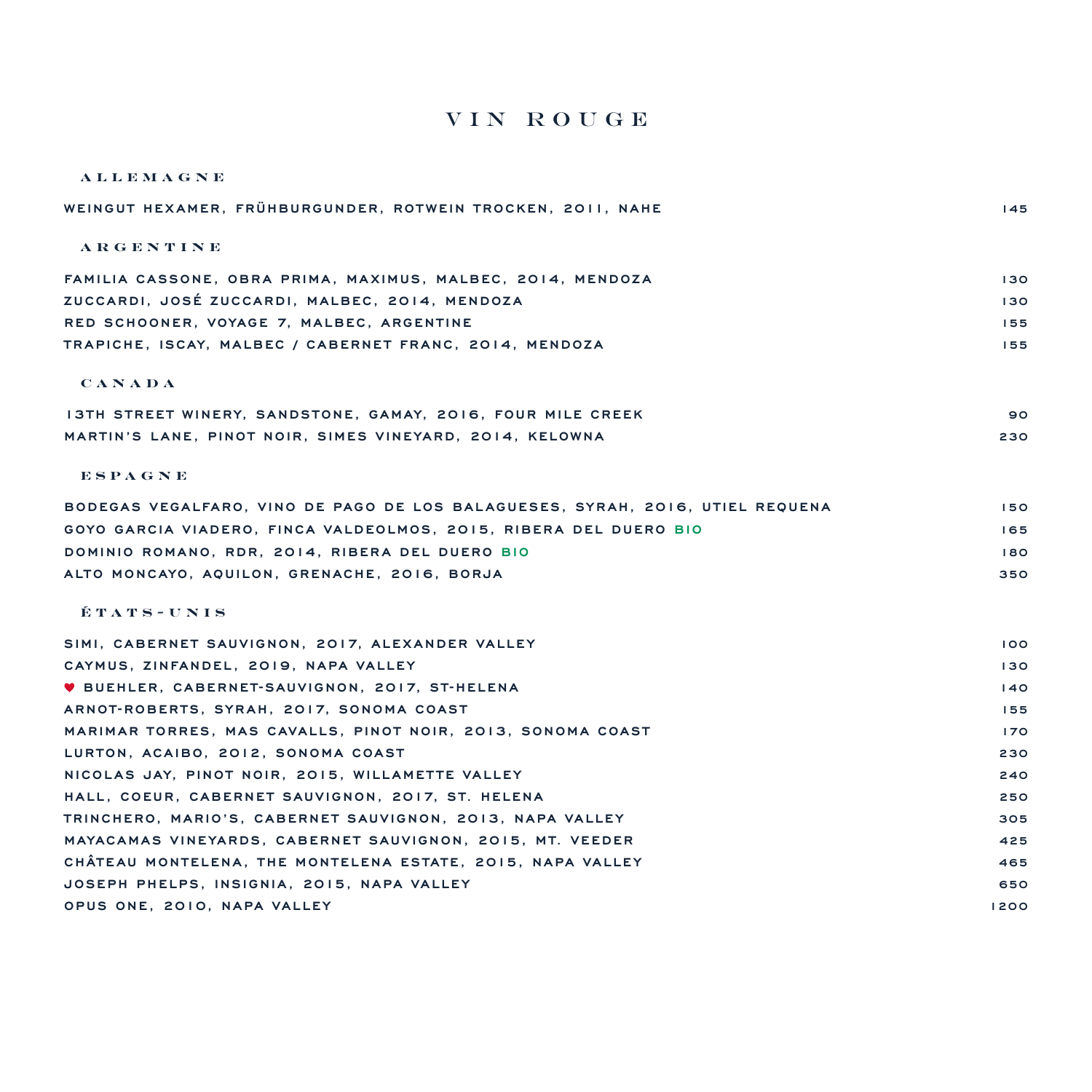# VIN ROUGE

## ALLEMAGNE

| | |
|---|---|
| WEINGUT HEXAMER, FRÜHBURGUNDER, ROTWEIN TROCKEN, 2011, NAHE | 145 |

## ARGENTINE

| | |
|---|---|
| FAMILIA CASSONE, OBRA PRIMA, MAXIMUS, MALBEC, 2014, MENDOZA | 130 |
| ZUCCARDI, JOSÉ ZUCCARDI, MALBEC, 2014, MENDOZA | 130 |
| RED SCHOONER, VOYAGE 7, MALBEC, ARGENTINE | 155 |
| TRAPICHE, ISCAY, MALBEC / CABERNET FRANC, 2014, MENDOZA | 155 |

## CANADA

| | |
|---|---|
| 13TH STREET WINERY, SANDSTONE, GAMAY, 2016, FOUR MILE CREEK | 90 |
| MARTIN'S LANE, PINOT NOIR, SIMES VINEYARD, 2014, KELOWNA | 230 |

## ESPAGNE

| | |
|---|---|
| BODEGAS VEGALFARO, VINO DE PAGO DE LOS BALAGUESES, SYRAH, 2016, UTIEL REQUENA | 150 |
| GOYO GARCIA VIADERO, FINCA VALDEOLMOS, 2015, RIBERA DEL DUERO BIO | 165 |
| DOMINIO ROMANO, RDR, 2014, RIBERA DEL DUERO BIO | 180 |
| ALTO MONCAYO, AQUILON, GRENACHE, 2016, BORJA | 350 |

## ÉTATS-UNIS

| | |
|---|---|
| SIMI, CABERNET SAUVIGNON, 2017, ALEXANDER VALLEY | 100 |
| CAYMUS, ZINFANDEL, 2019, NAPA VALLEY | 130 |
| ♥ BUEHLER, CABERNET-SAUVIGNON, 2017, ST-HELENA | 140 |
| ARNOT-ROBERTS, SYRAH, 2017, SONOMA COAST | 155 |
| MARIMAR TORRES, MAS CAVALLS, PINOT NOIR, 2013, SONOMA COAST | 170 |
| LURTON, ACAIBO, 2012, SONOMA COAST | 230 |
| NICOLAS JAY, PINOT NOIR, 2015, WILLAMETTE VALLEY | 240 |
| HALL, COEUR, CABERNET SAUVIGNON, 2017, ST. HELENA | 250 |
| TRINCHERO, MARIO'S, CABERNET SAUVIGNON, 2013, NAPA VALLEY | 305 |
| MAYACAMAS VINEYARDS, CABERNET SAUVIGNON, 2015, MT. VEEDER | 425 |
| CHÂTEAU MONTELENA, THE MONTELENA ESTATE, 2015, NAPA VALLEY | 465 |
| JOSEPH PHELPS, INSIGNIA, 2015, NAPA VALLEY | 650 |
| OPUS ONE, 2010, NAPA VALLEY | 1200 |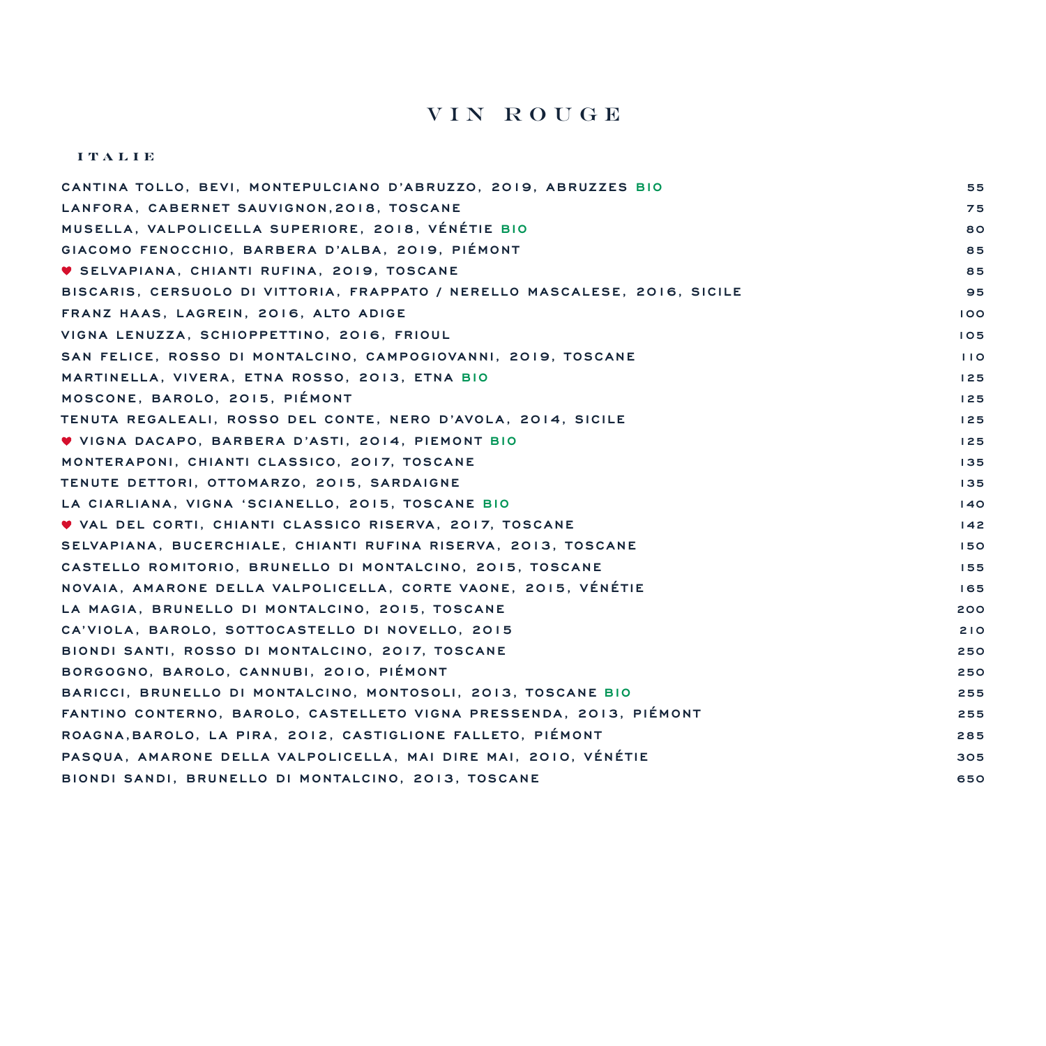# VIN ROUGE

## ITALIE

| | |
|---|---|
| CANTINA TOLLO, BEVI, MONTEPULCIANO D'ABRUZZO, 2019, ABRUZZES BIO | 55 |
| LANFORA, CABERNET SAUVIGNON,2018, TOSCANE | 75 |
| MUSELLA, VALPOLICELLA SUPERIORE, 2018, VÉNÉTIE BIO | 80 |
| GIACOMO FENOCCHIO, BARBERA D'ALBA, 2019, PIÉMONT | 85 |
| ♥ SELVAPIANA, CHIANTI RUFINA, 2019, TOSCANE | 85 |
| BISCARIS, CERSUOLO DI VITTORIA, FRAPPATO / NERELLO MASCALESE, 2016, SICILE | 95 |
| FRANZ HAAS, LAGREIN, 2016, ALTO ADIGE | 100 |
| VIGNA LENUZZA, SCHIOPPETTINO, 2016, FRIOUL | 105 |
| SAN FELICE, ROSSO DI MONTALCINO, CAMPOGIOVANNI, 2019, TOSCANE | 110 |
| MARTINELLA, VIVERA, ETNA ROSSO, 2013, ETNA BIO | 125 |
| MOSCONE, BAROLO, 2015, PIÉMONT | 125 |
| TENUTA REGALEALI, ROSSO DEL CONTE, NERO D'AVOLA, 2014, SICILE | 125 |
| ♥ VIGNA DACAPO, BARBERA D'ASTI, 2014, PIEMONT BIO | 125 |
| MONTERAPONI, CHIANTI CLASSICO, 2017, TOSCANE | 135 |
| TENUTE DETTORI, OTTOMARZO, 2015, SARDAIGNE | 135 |
| LA CIARLIANA, VIGNA 'SCIANELLO, 2015, TOSCANE BIO | 140 |
| ♥ VAL DEL CORTI, CHIANTI CLASSICO RISERVA, 2017, TOSCANE | 142 |
| SELVAPIANA, BUCERCHIALE, CHIANTI RUFINA RISERVA, 2013, TOSCANE | 150 |
| CASTELLO ROMITORIO, BRUNELLO DI MONTALCINO, 2015, TOSCANE | 155 |
| NOVAIA, AMARONE DELLA VALPOLICELLA, CORTE VAONE, 2015, VÉNÉTIE | 165 |
| LA MAGIA, BRUNELLO DI MONTALCINO, 2015, TOSCANE | 200 |
| CA'VIOLA, BAROLO, SOTTOCASTELLO DI NOVELLO, 2015 | 210 |
| BIONDI SANTI, ROSSO DI MONTALCINO, 2017, TOSCANE | 250 |
| BORGOGNO, BAROLO, CANNUBI, 2010, PIÉMONT | 250 |
| BARICCI, BRUNELLO DI MONTALCINO, MONTOSOLI, 2013, TOSCANE BIO | 255 |
| FANTINO CONTERNO, BAROLO, CASTELLETO VIGNA PRESSENDA, 2013, PIÉMONT | 255 |
| ROAGNA,BAROLO, LA PIRA, 2012, CASTIGLIONE FALLETO, PIÉMONT | 285 |
| PASQUA, AMARONE DELLA VALPOLICELLA, MAI DIRE MAI, 2010, VÉNÉTIE | 305 |
| BIONDI SANDI, BRUNELLO DI MONTALCINO, 2013, TOSCANE | 650 |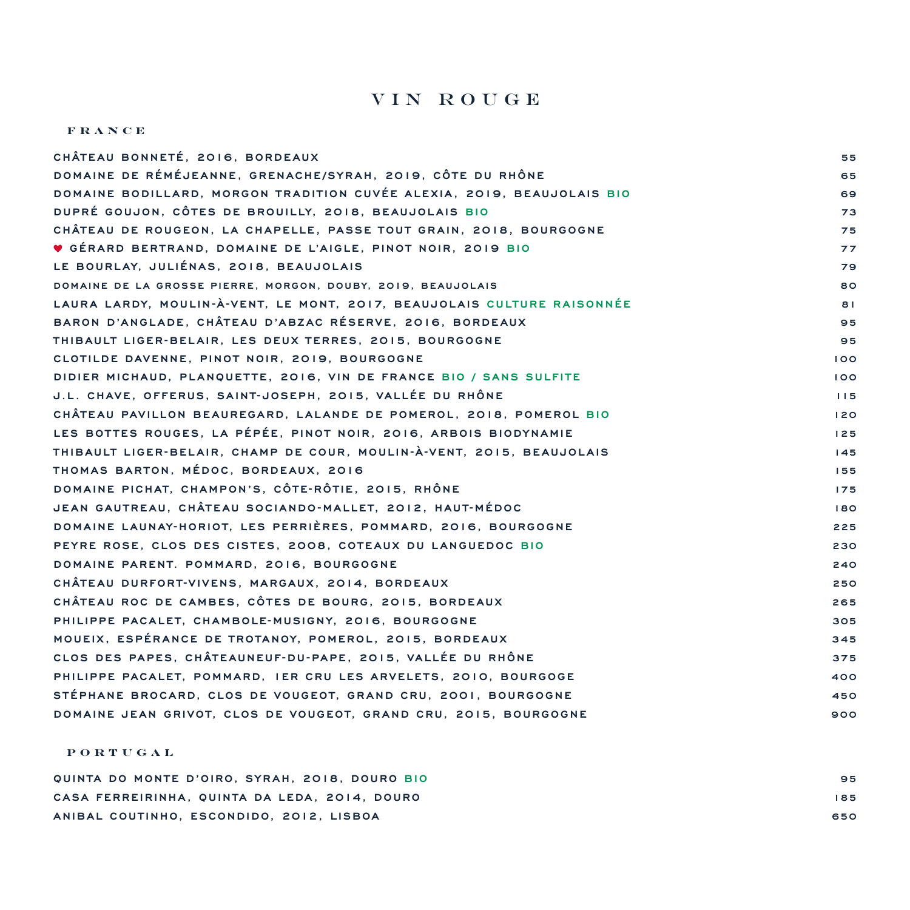# VIN ROUGE

## FRANCE

| | |
|---|---|
| CHÂTEAU BONNETÉ, 2016, BORDEAUX | 55 |
| DOMAINE DE RÉMÉJEANNE, GRENACHE/SYRAH, 2019, CÔTE DU RHÔNE | 65 |
| DOMAINE BODILLARD, MORGON TRADITION CUVÉE ALEXIA, 2019, BEAUJOLAIS BIO | 69 |
| DUPRÉ GOUJON, CÔTES DE BROUILLY, 2018, BEAUJOLAIS BIO | 73 |
| CHÂTEAU DE ROUGEON, LA CHAPELLE, PASSE TOUT GRAIN, 2018, BOURGOGNE | 75 |
| ♥ GÉRARD BERTRAND, DOMAINE DE L'AIGLE, PINOT NOIR, 2019 BIO | 77 |
| LE BOURLAY, JULIÉNAS, 2018, BEAUJOLAIS | 79 |
| DOMAINE DE LA GROSSE PIERRE, MORGON, DOUBY, 2019, BEAUJOLAIS | 80 |
| LAURA LARDY, MOULIN-À-VENT, LE MONT, 2017, BEAUJOLAIS CULTURE RAISONNÉE | 81 |
| BARON D'ANGLADE, CHÂTEAU D'ABZAC RÉSERVE, 2016, BORDEAUX | 95 |
| THIBAULT LIGER-BELAIR, LES DEUX TERRES, 2015, BOURGOGNE | 95 |
| CLOTILDE DAVENNE, PINOT NOIR, 2019, BOURGOGNE | 100 |
| DIDIER MICHAUD, PLANQUETTE, 2016, VIN DE FRANCE BIO / SANS SULFITE | 100 |
| J.L. CHAVE, OFFERUS, SAINT-JOSEPH, 2015, VALLÉE DU RHÔNE | 115 |
| CHÂTEAU PAVILLON BEAUREGARD, LALANDE DE POMEROL, 2018, POMEROL BIO | 120 |
| LES BOTTES ROUGES, LA PÉPÉE, PINOT NOIR, 2016, ARBOIS BIODYNAMIE | 125 |
| THIBAULT LIGER-BELAIR, CHAMP DE COUR, MOULIN-À-VENT, 2015, BEAUJOLAIS | 145 |
| THOMAS BARTON, MÉDOC, BORDEAUX, 2016 | 155 |
| DOMAINE PICHAT, CHAMPON'S, CÔTE-RÔTIE, 2015, RHÔNE | 175 |
| JEAN GAUTREAU, CHÂTEAU SOCIANDO-MALLET, 2012, HAUT-MÉDOC | 180 |
| DOMAINE LAUNAY-HORIOT, LES PERRIÈRES, POMMARD, 2016, BOURGOGNE | 225 |
| PEYRE ROSE, CLOS DES CISTES, 2008, COTEAUX DU LANGUEDOC BIO | 230 |
| DOMAINE PARENT. POMMARD, 2016, BOURGOGNE | 240 |
| CHÂTEAU DURFORT-VIVENS, MARGAUX, 2014, BORDEAUX | 250 |
| CHÂTEAU ROC DE CAMBES, CÔTES DE BOURG, 2015, BORDEAUX | 265 |
| PHILIPPE PACALET, CHAMBOLE-MUSIGNY, 2016, BOURGOGNE | 305 |
| MOUEIX, ESPÉRANCE DE TROTANOY, POMEROL, 2015, BORDEAUX | 345 |
| CLOS DES PAPES, CHÂTEAUNEUF-DU-PAPE, 2015, VALLÉE DU RHÔNE | 375 |
| PHILIPPE PACALET, POMMARD, 1ER CRU LES ARVELETS, 2010, BOURGOGE | 400 |
| STÉPHANE BROCARD, CLOS DE VOUGEOT, GRAND CRU, 2001, BOURGOGNE | 450 |
| DOMAINE JEAN GRIVOT, CLOS DE VOUGEOT, GRAND CRU, 2015, BOURGOGNE | 900 |

## PORTUGAL

| | |
|---|---|
| QUINTA DO MONTE D'OIRO, SYRAH, 2018, DOURO BIO | 95 |
| CASA FERREIRINHA, QUINTA DA LEDA, 2014, DOURO | 185 |
| ANIBAL COUTINHO, ESCONDIDO, 2012, LISBOA | 650 |